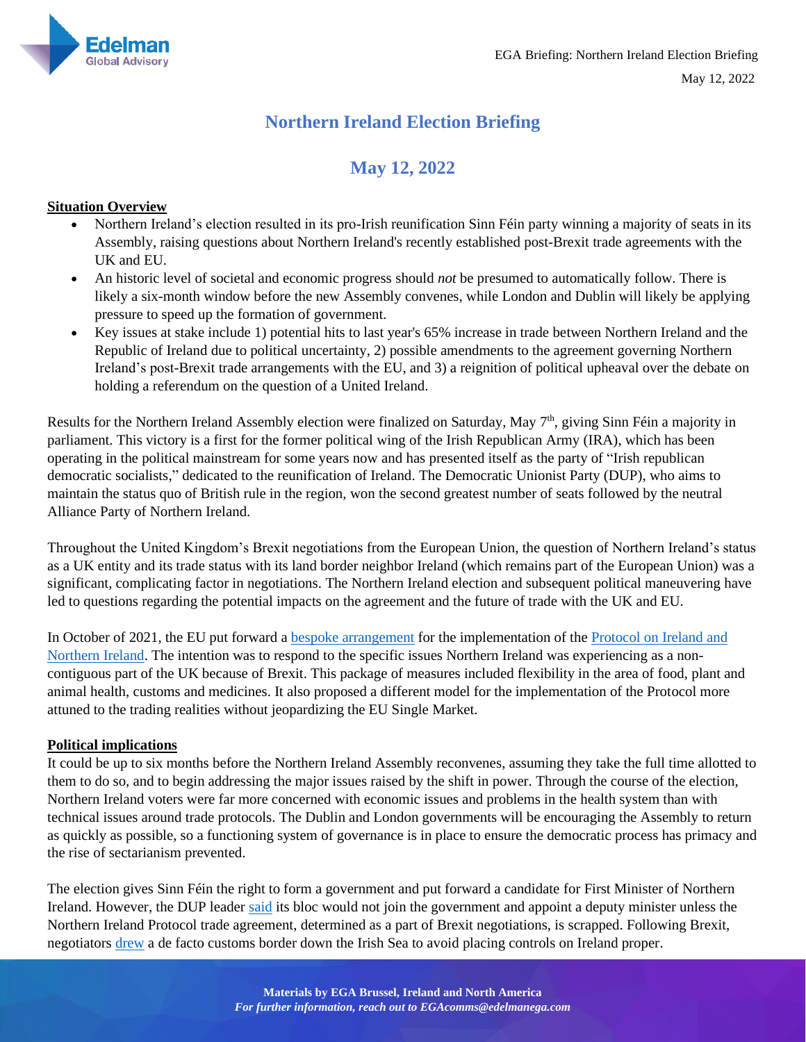# Northern Ireland Election Briefing

## May 12, 2022

**Situation Overview**

- Northern Ireland's election resulted in its pro-Irish reunification Sinn Féin party winning a majority of seats in its Assembly, raising questions about Northern Ireland's recently established post-Brexit trade agreements with the UK and EU.
- An historic level of societal and economic progress should *not* be presumed to automatically follow. There is likely a six-month window before the new Assembly convenes, while London and Dublin will likely be applying pressure to speed up the formation of government.
- Key issues at stake include 1) potential hits to last year's 65% increase in trade between Northern Ireland and the Republic of Ireland due to political uncertainty, 2) possible amendments to the agreement governing Northern Ireland's post-Brexit trade arrangements with the EU, and 3) a reignition of political upheaval over the debate on holding a referendum on the question of a United Ireland.

Results for the Northern Ireland Assembly election were finalized on Saturday, May 7th, giving Sinn Féin a majority in parliament. This victory is a first for the former political wing of the Irish Republican Army (IRA), which has been operating in the political mainstream for some years now and has presented itself as the party of "Irish republican democratic socialists," dedicated to the reunification of Ireland. The Democratic Unionist Party (DUP), who aims to maintain the status quo of British rule in the region, won the second greatest number of seats followed by the neutral Alliance Party of Northern Ireland.

Throughout the United Kingdom's Brexit negotiations from the European Union, the question of Northern Ireland's status as a UK entity and its trade status with its land border neighbor Ireland (which remains part of the European Union) was a significant, complicating factor in negotiations. The Northern Ireland election and subsequent political maneuvering have led to questions regarding the potential impacts on the agreement and the future of trade with the UK and EU.

In October of 2021, the EU put forward a bespoke arrangement for the implementation of the Protocol on Ireland and Northern Ireland. The intention was to respond to the specific issues Northern Ireland was experiencing as a non-contiguous part of the UK because of Brexit. This package of measures included flexibility in the area of food, plant and animal health, customs and medicines. It also proposed a different model for the implementation of the Protocol more attuned to the trading realities without jeopardizing the EU Single Market.

**Political implications**

It could be up to six months before the Northern Ireland Assembly reconvenes, assuming they take the full time allotted to them to do so, and to begin addressing the major issues raised by the shift in power. Through the course of the election, Northern Ireland voters were far more concerned with economic issues and problems in the health system than with technical issues around trade protocols. The Dublin and London governments will be encouraging the Assembly to return as quickly as possible, so a functioning system of governance is in place to ensure the democratic process has primacy and the rise of sectarianism prevented.

The election gives Sinn Féin the right to form a government and put forward a candidate for First Minister of Northern Ireland. However, the DUP leader said its bloc would not join the government and appoint a deputy minister unless the Northern Ireland Protocol trade agreement, determined as a part of Brexit negotiations, is scrapped. Following Brexit, negotiators drew a de facto customs border down the Irish Sea to avoid placing controls on Ireland proper.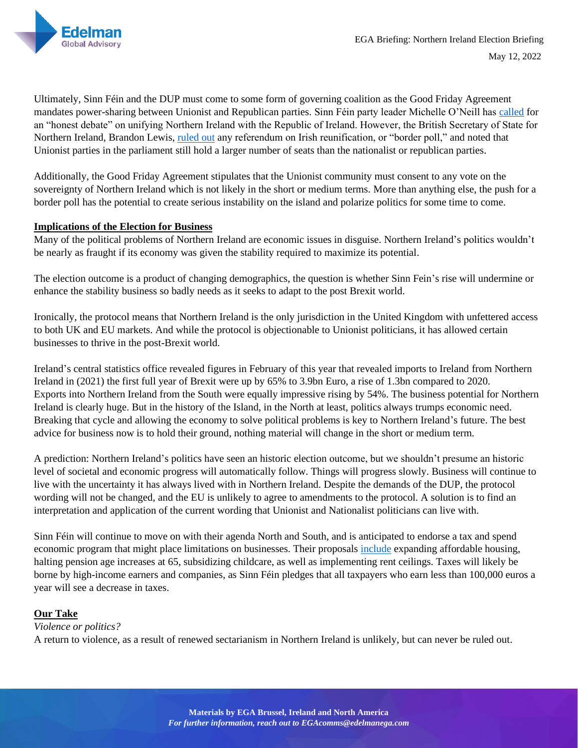Ultimately, Sinn Féin and the DUP must come to some form of governing coalition as the Good Friday Agreement mandates power-sharing between Unionist and Republican parties. Sinn Féin party leader Michelle O'Neill has called for an "honest debate" on unifying Northern Ireland with the Republic of Ireland. However, the British Secretary of State for Northern Ireland, Brandon Lewis, ruled out any referendum on Irish reunification, or "border poll," and noted that Unionist parties in the parliament still hold a larger number of seats than the nationalist or republican parties.

Additionally, the Good Friday Agreement stipulates that the Unionist community must consent to any vote on the sovereignty of Northern Ireland which is not likely in the short or medium terms. More than anything else, the push for a border poll has the potential to create serious instability on the island and polarize politics for some time to come.

## Implications of the Election for Business

Many of the political problems of Northern Ireland are economic issues in disguise. Northern Ireland's politics wouldn't be nearly as fraught if its economy was given the stability required to maximize its potential.

The election outcome is a product of changing demographics, the question is whether Sinn Fein's rise will undermine or enhance the stability business so badly needs as it seeks to adapt to the post Brexit world.

Ironically, the protocol means that Northern Ireland is the only jurisdiction in the United Kingdom with unfettered access to both UK and EU markets. And while the protocol is objectionable to Unionist politicians, it has allowed certain businesses to thrive in the post-Brexit world.

Ireland's central statistics office revealed figures in February of this year that revealed imports to Ireland from Northern Ireland in (2021) the first full year of Brexit were up by 65% to 3.9bn Euro, a rise of 1.3bn compared to 2020. Exports into Northern Ireland from the South were equally impressive rising by 54%. The business potential for Northern Ireland is clearly huge. But in the history of the Island, in the North at least, politics always trumps economic need. Breaking that cycle and allowing the economy to solve political problems is key to Northern Ireland's future. The best advice for business now is to hold their ground, nothing material will change in the short or medium term.

A prediction: Northern Ireland's politics have seen an historic election outcome, but we shouldn't presume an historic level of societal and economic progress will automatically follow. Things will progress slowly. Business will continue to live with the uncertainty it has always lived with in Northern Ireland. Despite the demands of the DUP, the protocol wording will not be changed, and the EU is unlikely to agree to amendments to the protocol. A solution is to find an interpretation and application of the current wording that Unionist and Nationalist politicians can live with.

Sinn Féin will continue to move on with their agenda North and South, and is anticipated to endorse a tax and spend economic program that might place limitations on businesses. Their proposals include expanding affordable housing, halting pension age increases at 65, subsidizing childcare, as well as implementing rent ceilings. Taxes will likely be borne by high-income earners and companies, as Sinn Féin pledges that all taxpayers who earn less than 100,000 euros a year will see a decrease in taxes.

## Our Take

*Violence or politics?*

A return to violence, as a result of renewed sectarianism in Northern Ireland is unlikely, but can never be ruled out.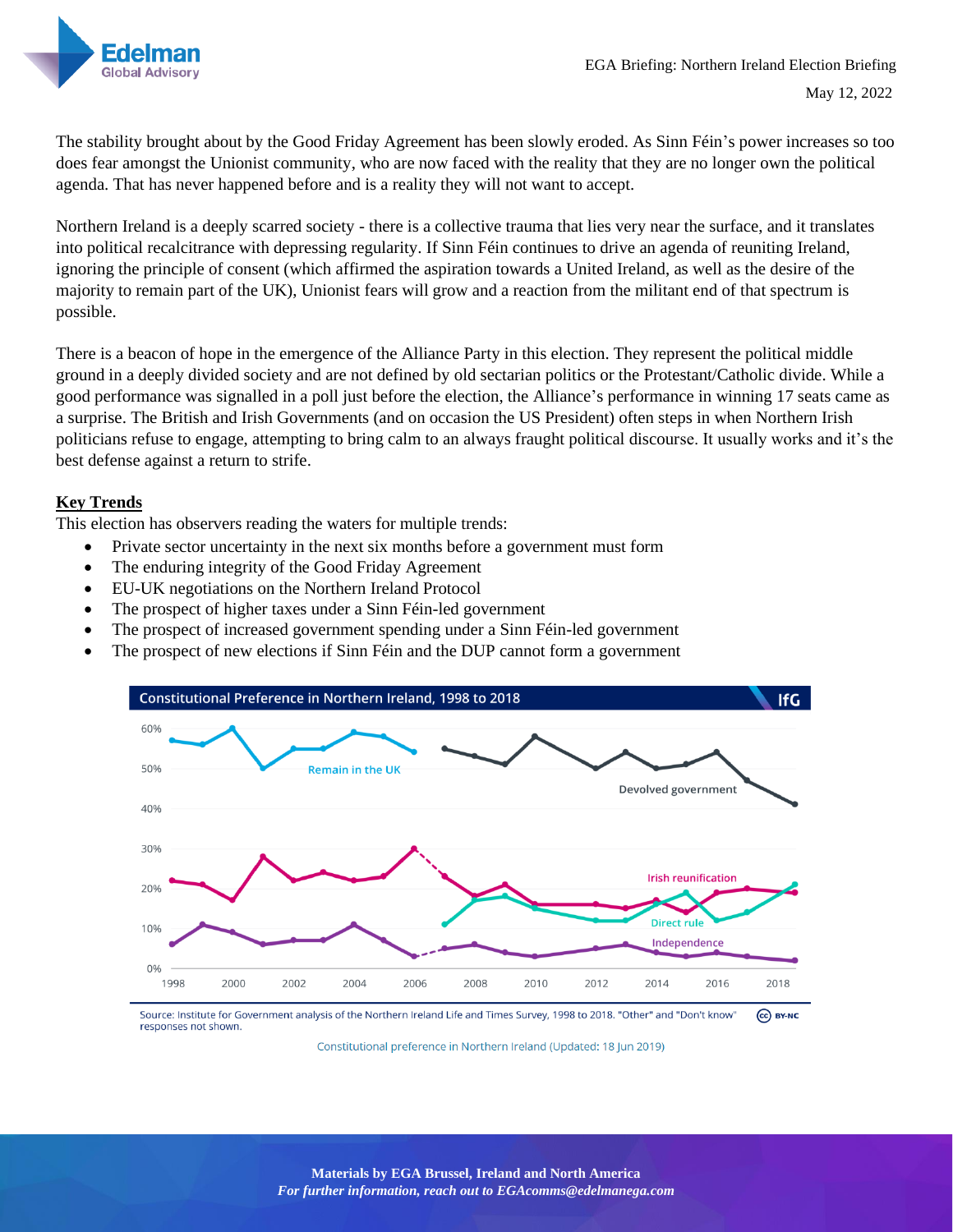The stability brought about by the Good Friday Agreement has been slowly eroded. As Sinn Féin's power increases so too does fear amongst the Unionist community, who are now faced with the reality that they are no longer own the political agenda. That has never happened before and is a reality they will not want to accept.

Northern Ireland is a deeply scarred society - there is a collective trauma that lies very near the surface, and it translates into political recalcitrance with depressing regularity. If Sinn Féin continues to drive an agenda of reuniting Ireland, ignoring the principle of consent (which affirmed the aspiration towards a United Ireland, as well as the desire of the majority to remain part of the UK), Unionist fears will grow and a reaction from the militant end of that spectrum is possible.

There is a beacon of hope in the emergence of the Alliance Party in this election. They represent the political middle ground in a deeply divided society and are not defined by old sectarian politics or the Protestant/Catholic divide. While a good performance was signalled in a poll just before the election, the Alliance's performance in winning 17 seats came as a surprise. The British and Irish Governments (and on occasion the US President) often steps in when Northern Irish politicians refuse to engage, attempting to bring calm to an always fraught political discourse. It usually works and it's the best defense against a return to strife.

## Key Trends

This election has observers reading the waters for multiple trends:

- Private sector uncertainty in the next six months before a government must form
- The enduring integrity of the Good Friday Agreement
- EU-UK negotiations on the Northern Ireland Protocol
- The prospect of higher taxes under a Sinn Féin-led government
- The prospect of increased government spending under a Sinn Féin-led government
- The prospect of new elections if Sinn Féin and the DUP cannot form a government

Constitutional Preference in Northern Ireland, 1998 to 2018

IfG

60%
50%
40%
30%
20%
10%
0%

1998 2000 2002 2004 2006 2008 2010 2012 2014 2016 2018

Remain in the UK
Devolved government
Irish reunification
Direct rule
Independence

Source: Institute for Government analysis of the Northern Ireland Life and Times Survey, 1998 to 2018. "Other" and "Don't know" responses not shown.

BY-NC

Constitutional preference in Northern Ireland (Updated: 18 Jun 2019)

**Materials by EGA Brussel, Ireland and North America**

***For further information, reach out to EGAcomms@edelmanega.com***